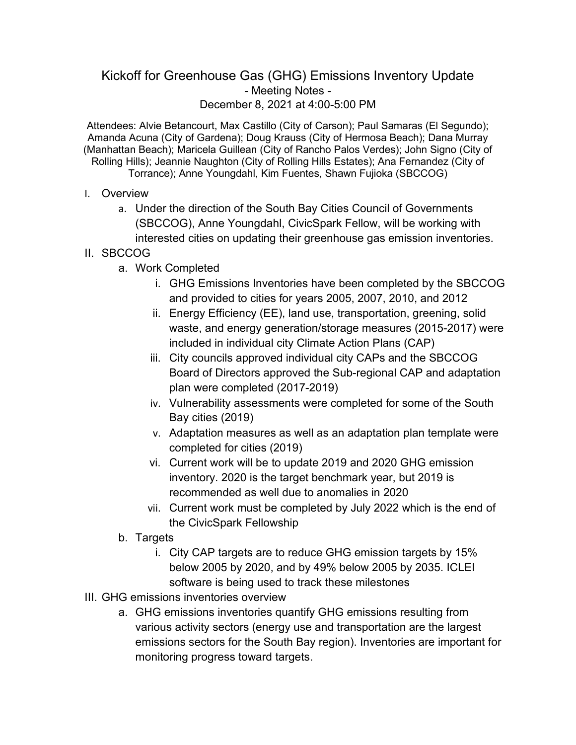# Kickoff for Greenhouse Gas (GHG) Emissions Inventory Update

- Meeting Notes -

December 8, 2021 at 4:00-5:00 PM

Attendees: Alvie Betancourt, Max Castillo (City of Carson); Paul Samaras (El Segundo); Amanda Acuna (City of Gardena); Doug Krauss (City of Hermosa Beach); Dana Murray (Manhattan Beach); Maricela Guillean (City of Rancho Palos Verdes); John Signo (City of Rolling Hills); Jeannie Naughton (City of Rolling Hills Estates); Ana Fernandez (City of Torrance); Anne Youngdahl, Kim Fuentes, Shawn Fujioka (SBCCOG)

I. Overview
   a. Under the direction of the South Bay Cities Council of Governments (SBCCOG), Anne Youngdahl, CivicSpark Fellow, will be working with interested cities on updating their greenhouse gas emission inventories.

II. SBCCOG
   a. Work Completed
      i. GHG Emissions Inventories have been completed by the SBCCOG and provided to cities for years 2005, 2007, 2010, and 2012
      ii. Energy Efficiency (EE), land use, transportation, greening, solid waste, and energy generation/storage measures (2015-2017) were included in individual city Climate Action Plans (CAP)
      iii. City councils approved individual city CAPs and the SBCCOG Board of Directors approved the Sub-regional CAP and adaptation plan were completed (2017-2019)
      iv. Vulnerability assessments were completed for some of the South Bay cities (2019)
      v. Adaptation measures as well as an adaptation plan template were completed for cities (2019)
      vi. Current work will be to update 2019 and 2020 GHG emission inventory. 2020 is the target benchmark year, but 2019 is recommended as well due to anomalies in 2020
      vii. Current work must be completed by July 2022 which is the end of the CivicSpark Fellowship
   b. Targets
      i. City CAP targets are to reduce GHG emission targets by 15% below 2005 by 2020, and by 49% below 2005 by 2035. ICLEI software is being used to track these milestones

III. GHG emissions inventories overview
   a. GHG emissions inventories quantify GHG emissions resulting from various activity sectors (energy use and transportation are the largest emissions sectors for the South Bay region). Inventories are important for monitoring progress toward targets.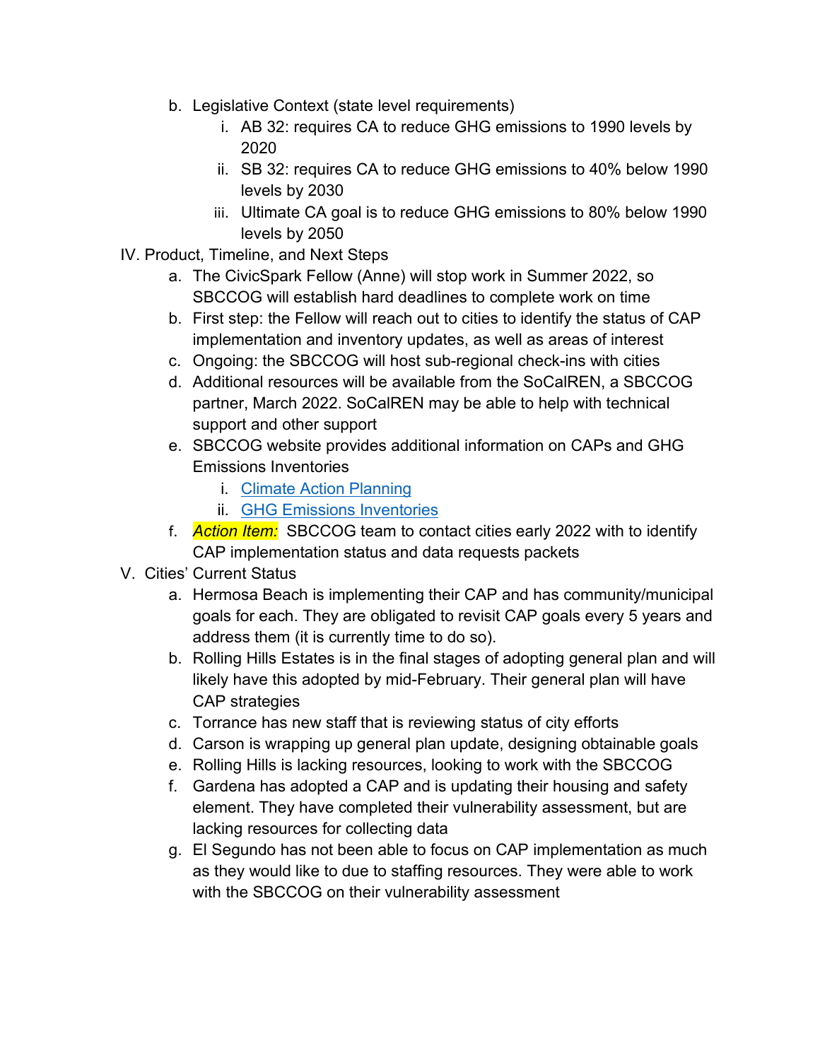b. Legislative Context (state level requirements)
    i. AB 32: requires CA to reduce GHG emissions to 1990 levels by 2020
    ii. SB 32: requires CA to reduce GHG emissions to 40% below 1990 levels by 2030
    iii. Ultimate CA goal is to reduce GHG emissions to 80% below 1990 levels by 2050

IV. Product, Timeline, and Next Steps
  a. The CivicSpark Fellow (Anne) will stop work in Summer 2022, so SBCCOG will establish hard deadlines to complete work on time
  b. First step: the Fellow will reach out to cities to identify the status of CAP implementation and inventory updates, as well as areas of interest
  c. Ongoing: the SBCCOG will host sub-regional check-ins with cities
  d. Additional resources will be available from the SoCalREN, a SBCCOG partner, March 2022. SoCalREN may be able to help with technical support and other support
  e. SBCCOG website provides additional information on CAPs and GHG Emissions Inventories
    i. Climate Action Planning
    ii. GHG Emissions Inventories
  f. *Action Item:* SBCCOG team to contact cities early 2022 with to identify CAP implementation status and data requests packets

V. Cities' Current Status
  a. Hermosa Beach is implementing their CAP and has community/municipal goals for each. They are obligated to revisit CAP goals every 5 years and address them (it is currently time to do so).
  b. Rolling Hills Estates is in the final stages of adopting general plan and will likely have this adopted by mid-February. Their general plan will have CAP strategies
  c. Torrance has new staff that is reviewing status of city efforts
  d. Carson is wrapping up general plan update, designing obtainable goals
  e. Rolling Hills is lacking resources, looking to work with the SBCCOG
  f. Gardena has adopted a CAP and is updating their housing and safety element. They have completed their vulnerability assessment, but are lacking resources for collecting data
  g. El Segundo has not been able to focus on CAP implementation as much as they would like to due to staffing resources. They were able to work with the SBCCOG on their vulnerability assessment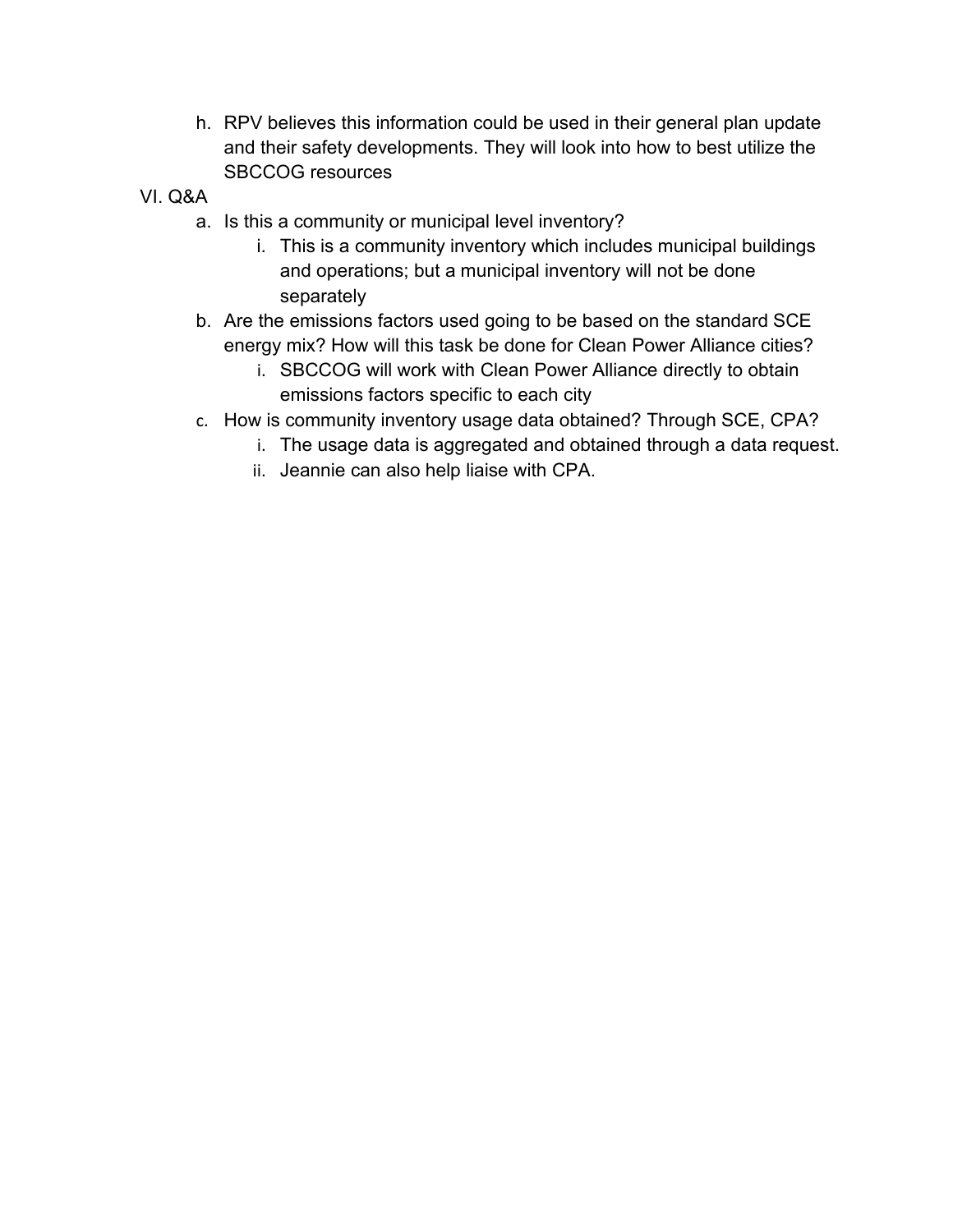h. RPV believes this information could be used in their general plan update and their safety developments. They will look into how to best utilize the SBCCOG resources

VI. Q&A

a. Is this a community or municipal level inventory?
    i. This is a community inventory which includes municipal buildings and operations; but a municipal inventory will not be done separately

b. Are the emissions factors used going to be based on the standard SCE energy mix? How will this task be done for Clean Power Alliance cities?
    i. SBCCOG will work with Clean Power Alliance directly to obtain emissions factors specific to each city

c. How is community inventory usage data obtained? Through SCE, CPA?
    i. The usage data is aggregated and obtained through a data request.
    ii. Jeannie can also help liaise with CPA.